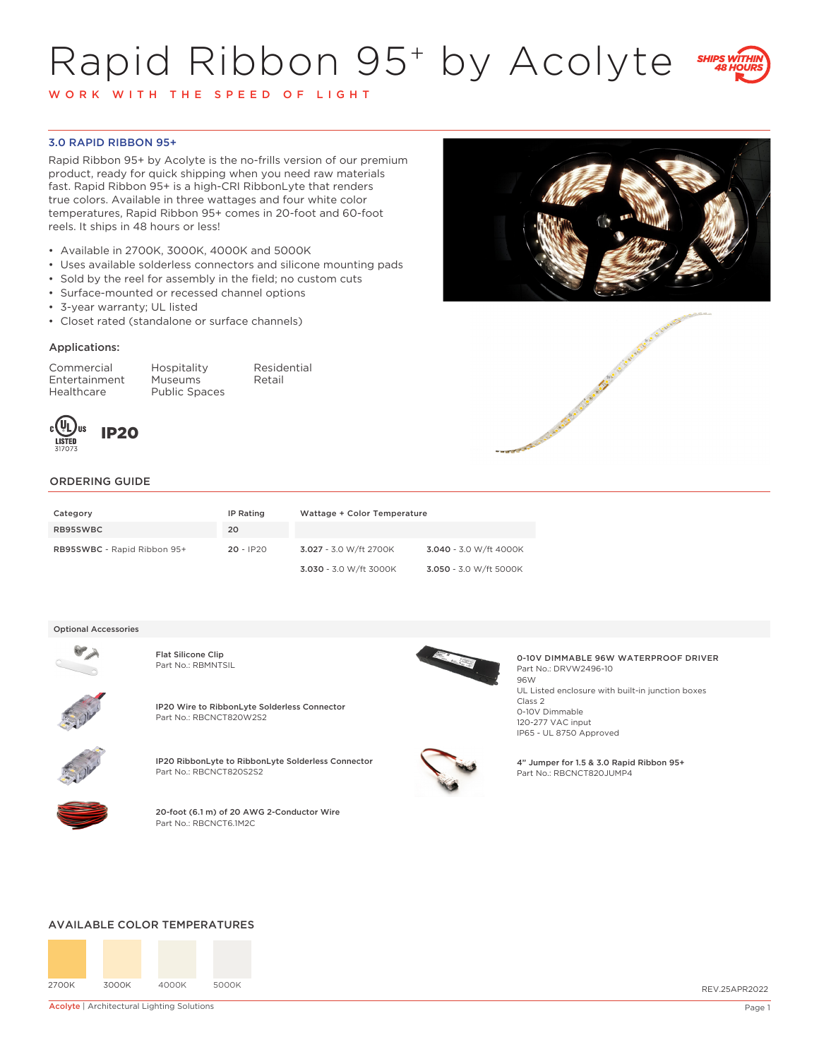# Rapid Ribbon 95+ by Acolyte

WORK WITH THE SPEED OF LIGHT

SHIPS WITHIN 48 HOURS

## 3.0 RAPID RIBBON 95+

Rapid Ribbon 95+ by Acolyte is the no-frills version of our premium product, ready for quick shipping when you need raw materials fast. Rapid Ribbon 95+ is a high-CRI RibbonLyte that renders true colors. Available in three wattages and four white color temperatures, Rapid Ribbon 95+ comes in 20-foot and 60-foot reels. It ships in 48 hours or less!

- Available in 2700K, 3000K, 4000K and 5000K
- Uses available solderless connectors and silicone mounting pads
- Sold by the reel for assembly in the field; no custom cuts
- Surface-mounted or recessed channel options
- 3-year warranty; UL listed
- Closet rated (standalone or surface channels)

### Applications:

| | | |
|---|---|---|
| Commercial | Hospitality | Residential |
| Entertainment | Museums | Retail |
| Healthcare | Public Spaces | |

c UL us LISTED 317073

IP20

## ORDERING GUIDE

| Category | IP Rating | Wattage + Color Temperature | |
|---|---|---|---|
| RB95SWBC | 20 | | |
| **RB95SWBC** - Rapid Ribbon 95+ | **20** - IP20 | **3.027** - 3.0 W/ft 2700K | **3.040** - 3.0 W/ft 4000K |
| | | **3.030** - 3.0 W/ft 3000K | **3.050** - 3.0 W/ft 5000K |

### Optional Accessories

**Flat Silicone Clip**
Part No.: RBMNTSIL

**IP20 Wire to RibbonLyte Solderless Connector**
Part No.: RBCNCT820W2S2

**IP20 RibbonLyte to RibbonLyte Solderless Connector**
Part No.: RBCNCT820S2S2

**20-foot (6.1 m) of 20 AWG 2-Conductor Wire**
Part No.: RBCNCT6.1M2C

**0-10V DIMMABLE 96W WATERPROOF DRIVER**
Part No.: DRVW2496-10
96W
UL Listed enclosure with built-in junction boxes
Class 2
0-10V Dimmable
120-277 VAC input
IP65 - UL 8750 Approved

**4" Jumper for 1.5 & 3.0 Rapid Ribbon 95+**
Part No.: RBCNCT820JUMP4

## AVAILABLE COLOR TEMPERATURES

2700K | 3000K | 4000K | 5000K

REV.25APR2022

Acolyte | Architectural Lighting Solutions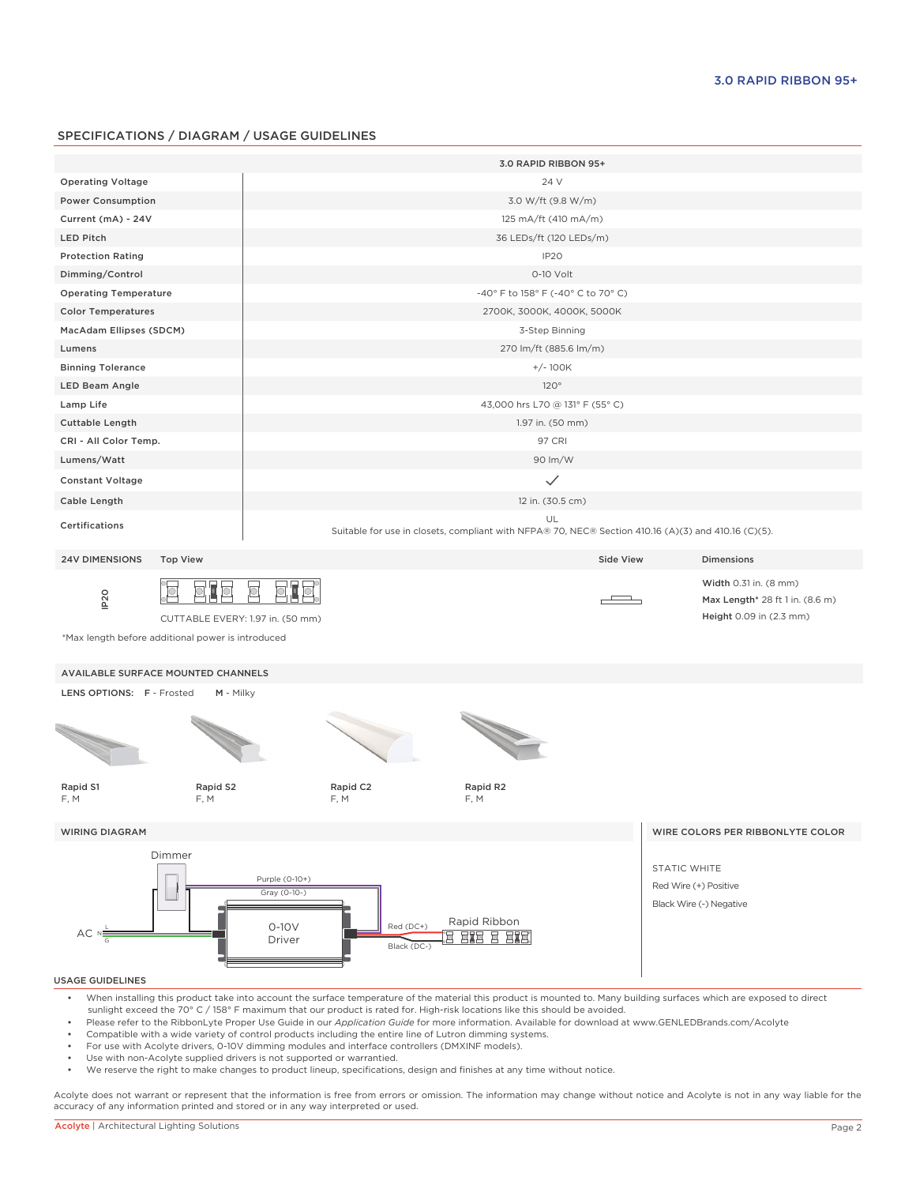## SPECIFICATIONS / DIAGRAM / USAGE GUIDELINES

| | 3.0 RAPID RIBBON 95+ |
|---|---|
| Operating Voltage | 24 V |
| Power Consumption | 3.0 W/ft (9.8 W/m) |
| Current (mA) - 24V | 125 mA/ft (410 mA/m) |
| LED Pitch | 36 LEDs/ft (120 LEDs/m) |
| Protection Rating | IP20 |
| Dimming/Control | 0-10 Volt |
| Operating Temperature | -40° F to 158° F (-40° C to 70° C) |
| Color Temperatures | 2700K, 3000K, 4000K, 5000K |
| MacAdam Ellipses (SDCM) | 3-Step Binning |
| Lumens | 270 lm/ft (885.6 lm/m) |
| Binning Tolerance | +/- 100K |
| LED Beam Angle | 120° |
| Lamp Life | 43,000 hrs L70 @ 131° F (55° C) |
| Cuttable Length | 1.97 in. (50 mm) |
| CRI - All Color Temp. | 97 CRI |
| Lumens/Watt | 90 lm/W |
| Constant Voltage | ✓ |
| Cable Length | 12 in. (30.5 cm) |
| Certifications | UL<br>Suitable for use in closets, compliant with NFPA® 70, NEC® Section 410.16 (A)(3) and 410.16 (C)(5). |

### 24V DIMENSIONS

Top View

IP20

CUTTABLE EVERY: 1.97 in. (50 mm)

Side View

Dimensions

**Width** 0.31 in. (8 mm)
**Max Length*** 28 ft 1 in. (8.6 m)
**Height** 0.09 in (2.3 mm)

*Max length before additional power is introduced

### AVAILABLE SURFACE MOUNTED CHANNELS

**LENS OPTIONS:** **F** - Frosted **M** - Milky

- Rapid S1 — F, M
- Rapid S2 — F, M
- Rapid C2 — F, M
- Rapid R2 — F, M

### WIRING DIAGRAM

Dimmer

Purple (0-10+)
Gray (0-10-)

AC L N G

0-10V Driver

Red (DC+)
Black (DC-)

Rapid Ribbon

### WIRE COLORS PER RIBBONLYTE COLOR

STATIC WHITE

Red Wire (+) Positive

Black Wire (-) Negative

### USAGE GUIDELINES

- When installing this product take into account the surface temperature of the material this product is mounted to. Many building surfaces which are exposed to direct sunlight exceed the 70° C / 158° F maximum that our product is rated for. High-risk locations like this should be avoided.
- Please refer to the RibbonLyte Proper Use Guide in our *Application Guide* for more information. Available for download at www.GENLEDBrands.com/Acolyte
- Compatible with a wide variety of control products including the entire line of Lutron dimming systems.
- For use with Acolyte drivers, 0-10V dimming modules and interface controllers (DMXINF models).
- Use with non-Acolyte supplied drivers is not supported or warrantied.
- We reserve the right to make changes to product lineup, specifications, design and finishes at any time without notice.

Acolyte does not warrant or represent that the information is free from errors or omission. The information may change without notice and Acolyte is not in any way liable for the accuracy of any information printed and stored or in any way interpreted or used.